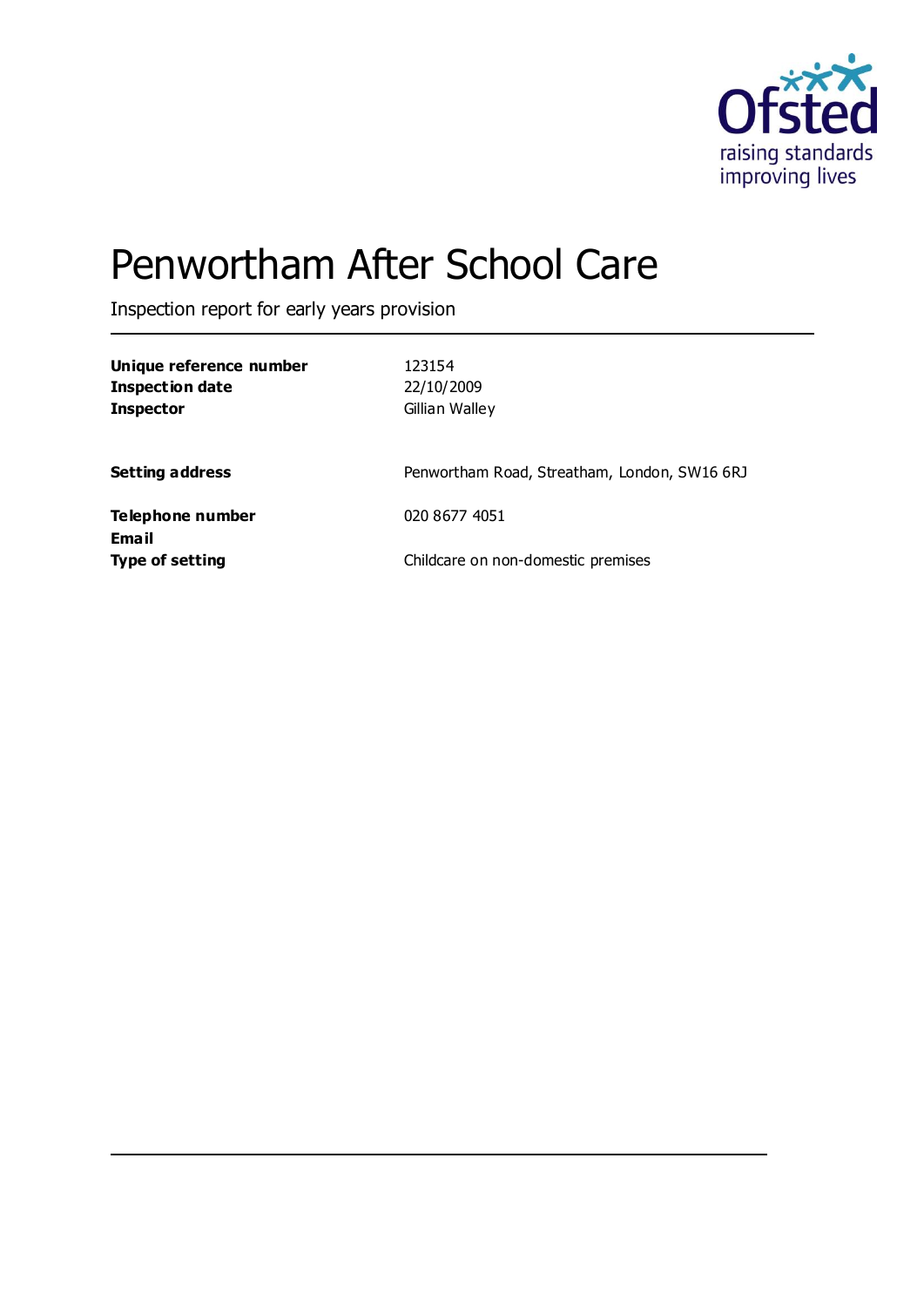Ofsted
raising standards
improving lives

# Penwortham After School Care

Inspection report for early years provision

| | |
|---|---|
| **Unique reference number** | 123154 |
| **Inspection date** | 22/10/2009 |
| **Inspector** | Gillian Walley |
| **Setting address** | Penwortham Road, Streatham, London, SW16 6RJ |
| **Telephone number** | 020 8677 4051 |
| **Email** | |
| **Type of setting** | Childcare on non-domestic premises |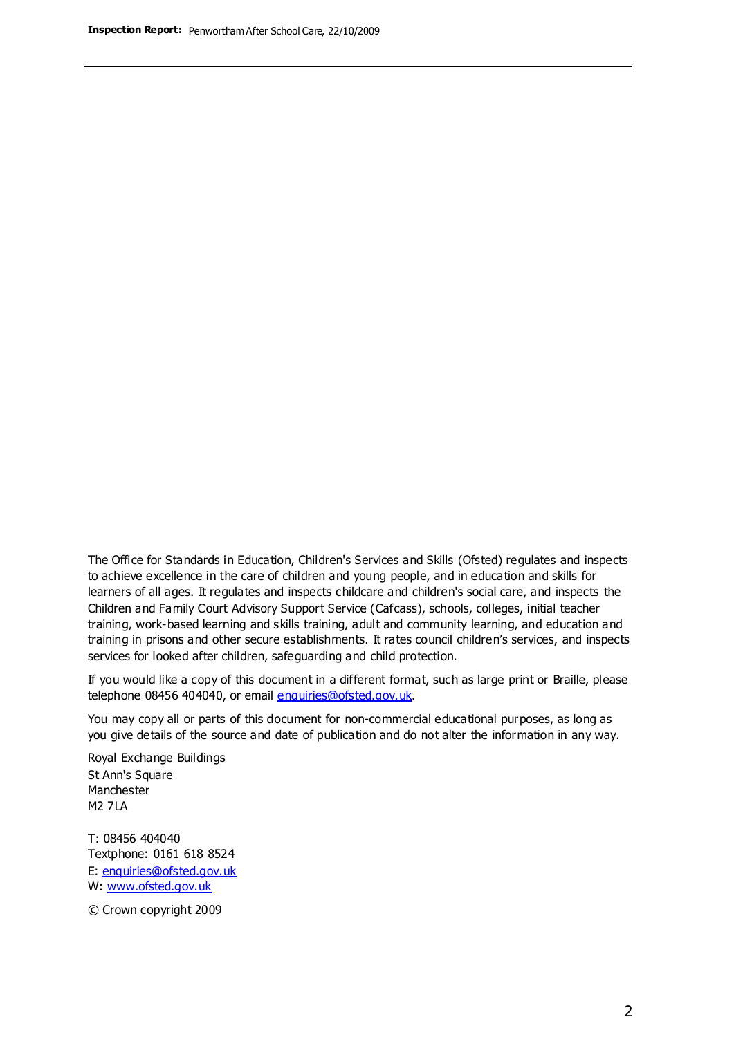The Office for Standards in Education, Children's Services and Skills (Ofsted) regulates and inspects to achieve excellence in the care of children and young people, and in education and skills for learners of all ages. It regulates and inspects childcare and children's social care, and inspects the Children and Family Court Advisory Support Service (Cafcass), schools, colleges, initial teacher training, work-based learning and skills training, adult and community learning, and education and training in prisons and other secure establishments. It rates council children's services, and inspects services for looked after children, safeguarding and child protection.

If you would like a copy of this document in a different format, such as large print or Braille, please telephone 08456 404040, or email enquiries@ofsted.gov.uk.

You may copy all or parts of this document for non-commercial educational purposes, as long as you give details of the source and date of publication and do not alter the information in any way.

Royal Exchange Buildings
St Ann's Square
Manchester
M2 7LA

T: 08456 404040
Textphone: 0161 618 8524
E: enquiries@ofsted.gov.uk
W: www.ofsted.gov.uk

© Crown copyright 2009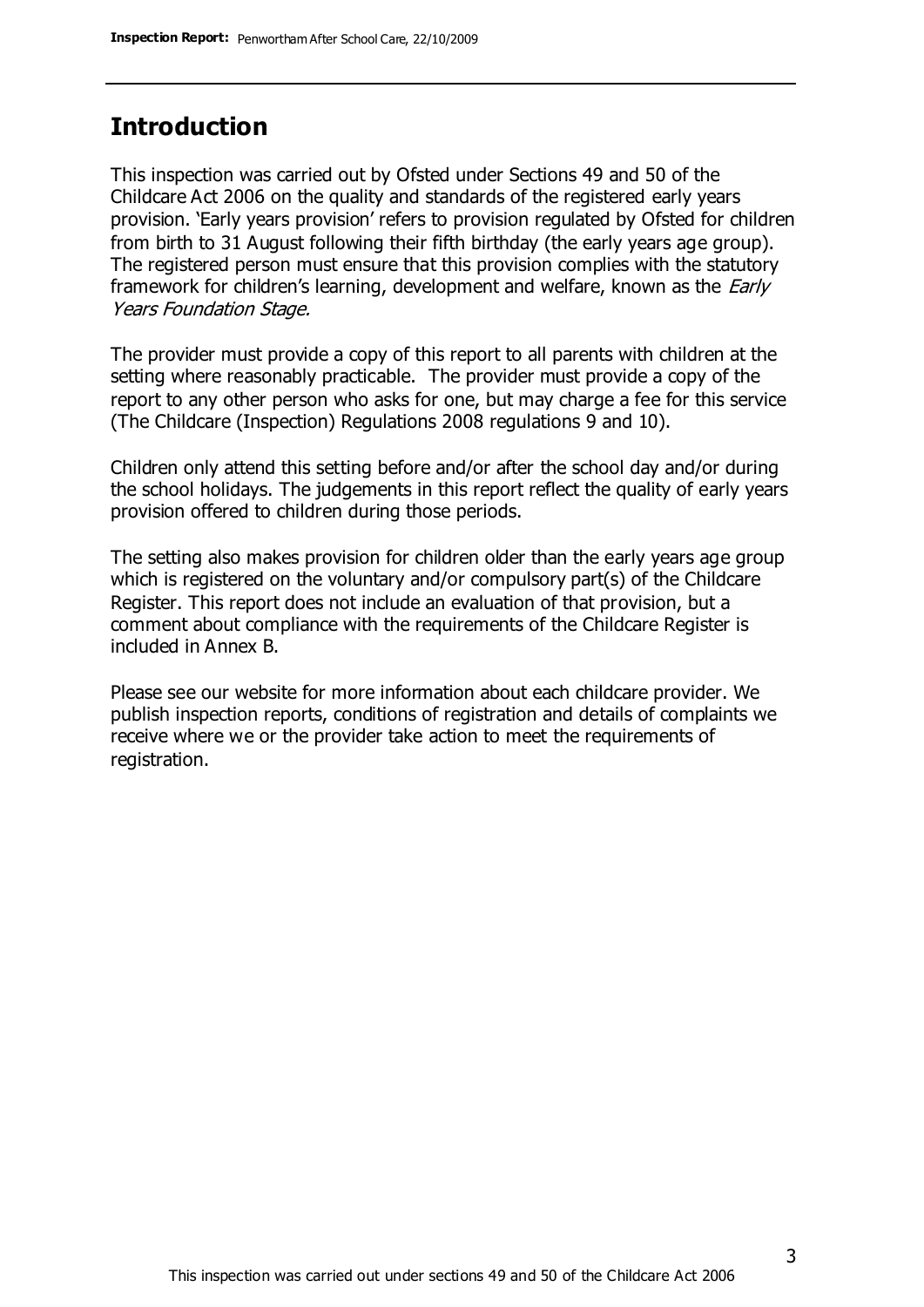## Introduction

This inspection was carried out by Ofsted under Sections 49 and 50 of the Childcare Act 2006 on the quality and standards of the registered early years provision. 'Early years provision' refers to provision regulated by Ofsted for children from birth to 31 August following their fifth birthday (the early years age group). The registered person must ensure that this provision complies with the statutory framework for children's learning, development and welfare, known as the *Early Years Foundation Stage.*

The provider must provide a copy of this report to all parents with children at the setting where reasonably practicable. The provider must provide a copy of the report to any other person who asks for one, but may charge a fee for this service (The Childcare (Inspection) Regulations 2008 regulations 9 and 10).

Children only attend this setting before and/or after the school day and/or during the school holidays. The judgements in this report reflect the quality of early years provision offered to children during those periods.

The setting also makes provision for children older than the early years age group which is registered on the voluntary and/or compulsory part(s) of the Childcare Register. This report does not include an evaluation of that provision, but a comment about compliance with the requirements of the Childcare Register is included in Annex B.

Please see our website for more information about each childcare provider. We publish inspection reports, conditions of registration and details of complaints we receive where we or the provider take action to meet the requirements of registration.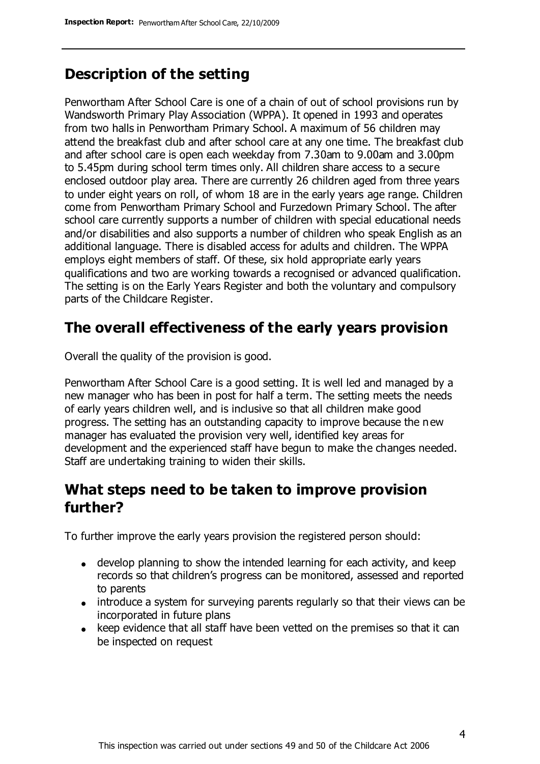## Description of the setting

Penwortham After School Care is one of a chain of out of school provisions run by Wandsworth Primary Play Association (WPPA). It opened in 1993 and operates from two halls in Penwortham Primary School. A maximum of 56 children may attend the breakfast club and after school care at any one time. The breakfast club and after school care is open each weekday from 7.30am to 9.00am and 3.00pm to 5.45pm during school term times only. All children share access to a secure enclosed outdoor play area. There are currently 26 children aged from three years to under eight years on roll, of whom 18 are in the early years age range. Children come from Penwortham Primary School and Furzedown Primary School. The after school care currently supports a number of children with special educational needs and/or disabilities and also supports a number of children who speak English as an additional language. There is disabled access for adults and children. The WPPA employs eight members of staff. Of these, six hold appropriate early years qualifications and two are working towards a recognised or advanced qualification. The setting is on the Early Years Register and both the voluntary and compulsory parts of the Childcare Register.

## The overall effectiveness of the early years provision

Overall the quality of the provision is good.

Penwortham After School Care is a good setting. It is well led and managed by a new manager who has been in post for half a term. The setting meets the needs of early years children well, and is inclusive so that all children make good progress. The setting has an outstanding capacity to improve because the new manager has evaluated the provision very well, identified key areas for development and the experienced staff have begun to make the changes needed. Staff are undertaking training to widen their skills.

## What steps need to be taken to improve provision further?

To further improve the early years provision the registered person should:

- develop planning to show the intended learning for each activity, and keep records so that children's progress can be monitored, assessed and reported to parents
- introduce a system for surveying parents regularly so that their views can be incorporated in future plans
- keep evidence that all staff have been vetted on the premises so that it can be inspected on request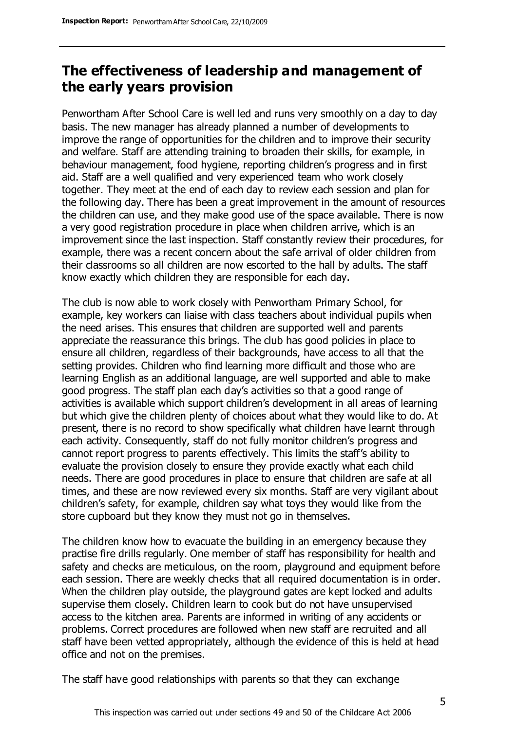## The effectiveness of leadership and management of the early years provision

Penwortham After School Care is well led and runs very smoothly on a day to day basis. The new manager has already planned a number of developments to improve the range of opportunities for the children and to improve their security and welfare. Staff are attending training to broaden their skills, for example, in behaviour management, food hygiene, reporting children's progress and in first aid. Staff are a well qualified and very experienced team who work closely together. They meet at the end of each day to review each session and plan for the following day. There has been a great improvement in the amount of resources the children can use, and they make good use of the space available. There is now a very good registration procedure in place when children arrive, which is an improvement since the last inspection. Staff constantly review their procedures, for example, there was a recent concern about the safe arrival of older children from their classrooms so all children are now escorted to the hall by adults. The staff know exactly which children they are responsible for each day.

The club is now able to work closely with Penwortham Primary School, for example, key workers can liaise with class teachers about individual pupils when the need arises. This ensures that children are supported well and parents appreciate the reassurance this brings. The club has good policies in place to ensure all children, regardless of their backgrounds, have access to all that the setting provides. Children who find learning more difficult and those who are learning English as an additional language, are well supported and able to make good progress. The staff plan each day's activities so that a good range of activities is available which support children's development in all areas of learning but which give the children plenty of choices about what they would like to do. At present, there is no record to show specifically what children have learnt through each activity. Consequently, staff do not fully monitor children's progress and cannot report progress to parents effectively. This limits the staff's ability to evaluate the provision closely to ensure they provide exactly what each child needs. There are good procedures in place to ensure that children are safe at all times, and these are now reviewed every six months. Staff are very vigilant about children's safety, for example, children say what toys they would like from the store cupboard but they know they must not go in themselves.

The children know how to evacuate the building in an emergency because they practise fire drills regularly. One member of staff has responsibility for health and safety and checks are meticulous, on the room, playground and equipment before each session. There are weekly checks that all required documentation is in order. When the children play outside, the playground gates are kept locked and adults supervise them closely. Children learn to cook but do not have unsupervised access to the kitchen area. Parents are informed in writing of any accidents or problems. Correct procedures are followed when new staff are recruited and all staff have been vetted appropriately, although the evidence of this is held at head office and not on the premises.

The staff have good relationships with parents so that they can exchange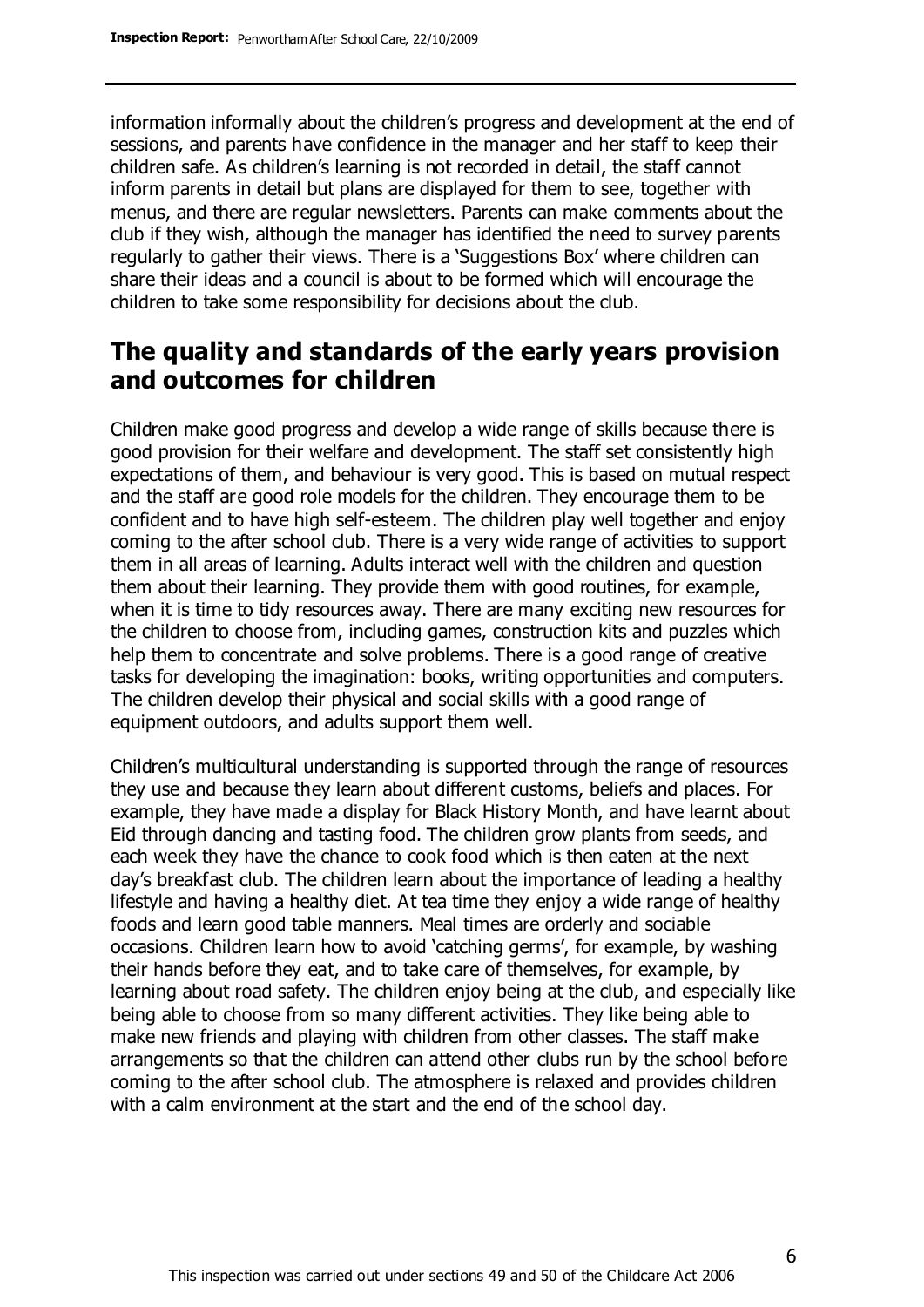information informally about the children's progress and development at the end of sessions, and parents have confidence in the manager and her staff to keep their children safe. As children's learning is not recorded in detail, the staff cannot inform parents in detail but plans are displayed for them to see, together with menus, and there are regular newsletters. Parents can make comments about the club if they wish, although the manager has identified the need to survey parents regularly to gather their views. There is a 'Suggestions Box' where children can share their ideas and a council is about to be formed which will encourage the children to take some responsibility for decisions about the club.

## The quality and standards of the early years provision and outcomes for children

Children make good progress and develop a wide range of skills because there is good provision for their welfare and development. The staff set consistently high expectations of them, and behaviour is very good. This is based on mutual respect and the staff are good role models for the children. They encourage them to be confident and to have high self-esteem. The children play well together and enjoy coming to the after school club. There is a very wide range of activities to support them in all areas of learning. Adults interact well with the children and question them about their learning. They provide them with good routines, for example, when it is time to tidy resources away. There are many exciting new resources for the children to choose from, including games, construction kits and puzzles which help them to concentrate and solve problems. There is a good range of creative tasks for developing the imagination: books, writing opportunities and computers. The children develop their physical and social skills with a good range of equipment outdoors, and adults support them well.

Children's multicultural understanding is supported through the range of resources they use and because they learn about different customs, beliefs and places. For example, they have made a display for Black History Month, and have learnt about Eid through dancing and tasting food. The children grow plants from seeds, and each week they have the chance to cook food which is then eaten at the next day's breakfast club. The children learn about the importance of leading a healthy lifestyle and having a healthy diet. At tea time they enjoy a wide range of healthy foods and learn good table manners. Meal times are orderly and sociable occasions. Children learn how to avoid 'catching germs', for example, by washing their hands before they eat, and to take care of themselves, for example, by learning about road safety. The children enjoy being at the club, and especially like being able to choose from so many different activities. They like being able to make new friends and playing with children from other classes. The staff make arrangements so that the children can attend other clubs run by the school before coming to the after school club. The atmosphere is relaxed and provides children with a calm environment at the start and the end of the school day.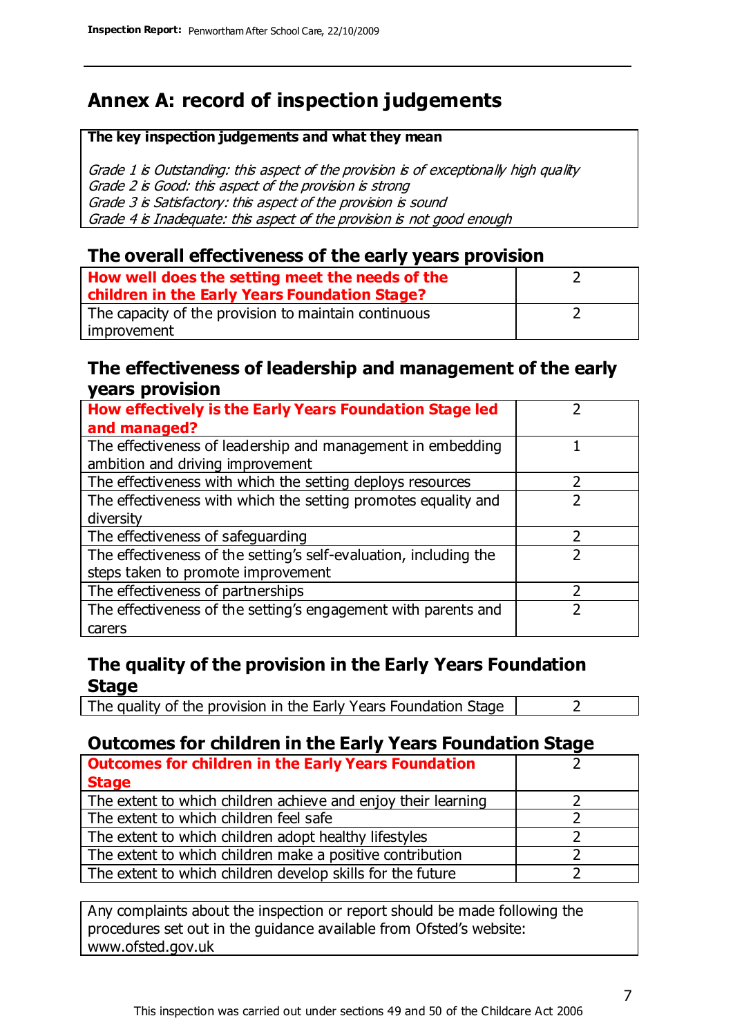# Annex A: record of inspection judgements

**The key inspection judgements and what they mean**

*Grade 1 is Outstanding: this aspect of the provision is of exceptionally high quality*
*Grade 2 is Good: this aspect of the provision is strong*
*Grade 3 is Satisfactory: this aspect of the provision is sound*
*Grade 4 is Inadequate: this aspect of the provision is not good enough*

## The overall effectiveness of the early years provision

| | |
|---|---|
| **How well does the setting meet the needs of the children in the Early Years Foundation Stage?** | 2 |
| The capacity of the provision to maintain continuous improvement | 2 |

## The effectiveness of leadership and management of the early years provision

| | |
|---|---|
| **How effectively is the Early Years Foundation Stage led and managed?** | 2 |
| The effectiveness of leadership and management in embedding ambition and driving improvement | 1 |
| The effectiveness with which the setting deploys resources | 2 |
| The effectiveness with which the setting promotes equality and diversity | 2 |
| The effectiveness of safeguarding | 2 |
| The effectiveness of the setting's self-evaluation, including the steps taken to promote improvement | 2 |
| The effectiveness of partnerships | 2 |
| The effectiveness of the setting's engagement with parents and carers | 2 |

## The quality of the provision in the Early Years Foundation Stage

| | |
|---|---|
| The quality of the provision in the Early Years Foundation Stage | 2 |

## Outcomes for children in the Early Years Foundation Stage

| | |
|---|---|
| **Outcomes for children in the Early Years Foundation Stage** | 2 |
| The extent to which children achieve and enjoy their learning | 2 |
| The extent to which children feel safe | 2 |
| The extent to which children adopt healthy lifestyles | 2 |
| The extent to which children make a positive contribution | 2 |
| The extent to which children develop skills for the future | 2 |

Any complaints about the inspection or report should be made following the procedures set out in the guidance available from Ofsted's website: www.ofsted.gov.uk

This inspection was carried out under sections 49 and 50 of the Childcare Act 2006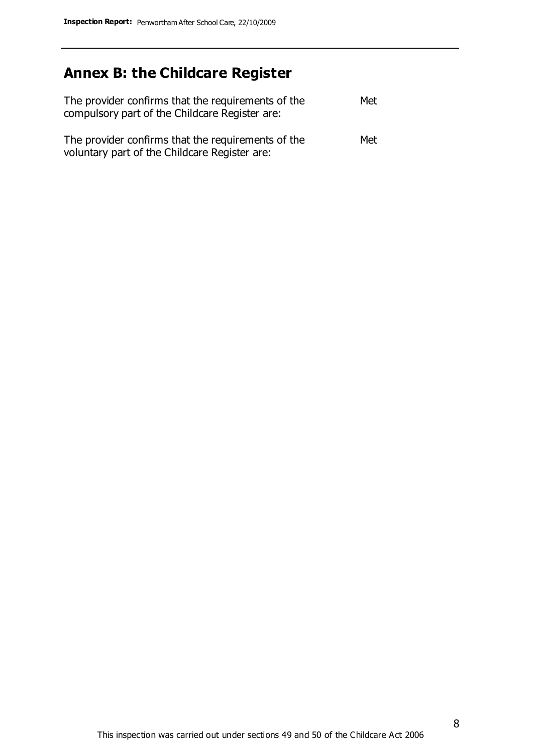## Annex B: the Childcare Register

| | |
|---|---|
| The provider confirms that the requirements of the compulsory part of the Childcare Register are: | Met |
| The provider confirms that the requirements of the voluntary part of the Childcare Register are: | Met |

This inspection was carried out under sections 49 and 50 of the Childcare Act 2006